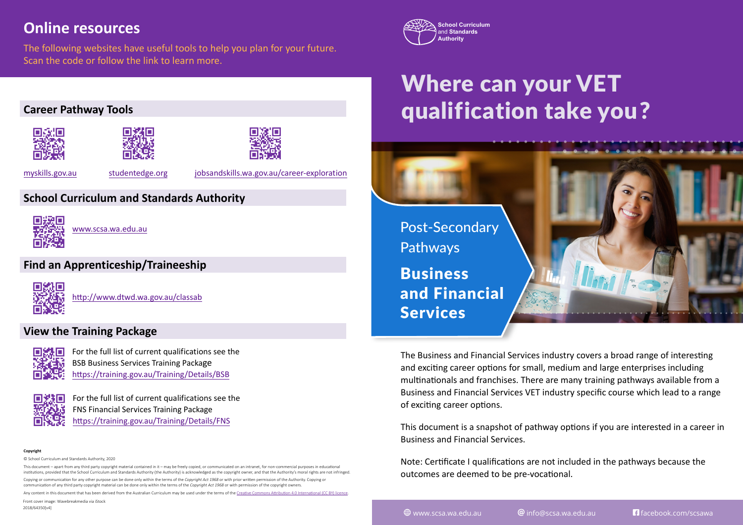# Where can your VET qualification take you?

School Curriculum and Standards Authority

Post-Secondary Pathways

**Business and Financial Services**

The Business and Financial Services industry covers a broad range of interesting and exciting career options for small, medium and large enterprises including multinationals and franchises. There are many training pathways available from a Business and Financial Services VET industry specific course which lead to a range of exciting career options.

This document is a snapshot of pathway options if you are interested in a career in Business and Financial Services.

Note: Certificate I qualifications are not included in the pathways because the outcomes are deemed to be pre-vocational.

www.scsa.wa.edu.au | info@scsa.wa.edu.au | facebook.com/scsawa

## Online resources

The following websites have useful tools to help you plan for your future. Scan the code or follow the link to learn more.

### Career Pathway Tools

myskills.gov.au

studentedge.org

jobsandskills.wa.gov.au/career-exploration

### School Curriculum and Standards Authority

www.scsa.wa.edu.au

### Find an Apprenticeship/Traineeship

http://www.dtwd.wa.gov.au/classab

### View the Training Package

For the full list of current qualifications see the BSB Business Services Training Package https://training.gov.au/Training/Details/BSB

For the full list of current qualifications see the FNS Financial Services Training Package https://training.gov.au/Training/Details/FNS

**Copyright**

© School Curriculum and Standards Authority, 2020

This document – apart from any third party copyright material contained in it – may be freely copied, or communicated on an intranet, for non-commercial purposes in educational institutions, provided that the School Curriculum and Standards Authority (the Authority) is acknowledged as the copyright owner, and that the Authority's moral rights are not infringed.

Copying or communication for any other purpose can be done only within the terms of the *Copyright Act 1968* or with prior written permission of the Authority. Copying or communication of any third party copyright material can be done only within the terms of the *Copyright Act 1968* or with permission of the copyright owners.

Any content in this document that has been derived from the Australian Curriculum may be used under the terms of the Creative Commons Attribution 4.0 International (CC BY) licence.

Front cover image: Wavebreakmedia via iStock

2018/64350[v4]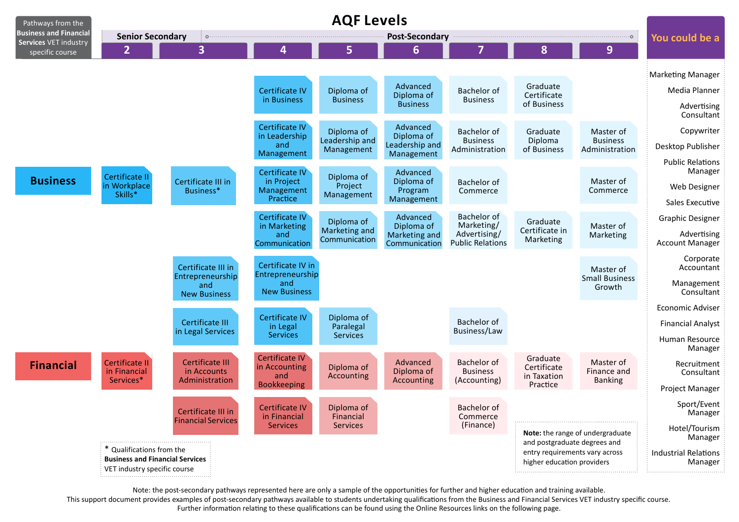# AQF Levels

Pathways from the **Business and Financial Services** VET industry specific course

| | Senior Secondary: 2 | Senior Secondary: 3 | Post-Secondary: 4 | 5 | 6 | 7 | 8 | 9 |
|---|---|---|---|---|---|---|---|---|
| | | | Certificate IV in Business | Diploma of Business | Advanced Diploma of Business | Bachelor of Business | Graduate Certificate of Business | |
| | | | Certificate IV in Leadership and Management | Diploma of Leadership and Management | Advanced Diploma of Leadership and Management | Bachelor of Business Administration | Graduate Diploma of Business | Master of Business Administration |
| **Business** | Certificate II in Workplace Skills* | Certificate III in Business* | Certificate IV in Project Management Practice | Diploma of Project Management | Advanced Diploma of Program Management | Bachelor of Commerce | | Master of Commerce |
| | | | Certificate IV in Marketing and Communication | Diploma of Marketing and Communication | Advanced Diploma of Marketing and Communication | Bachelor of Marketing/ Advertising/ Public Relations | Graduate Certificate in Marketing | Master of Marketing |
| | | Certificate III in Entrepreneurship and New Business | Certificate IV in Entrepreneurship and New Business | | | | | Master of Small Business Growth |
| | | Certificate III in Legal Services | Certificate IV in Legal Services | Diploma of Paralegal Services | | Bachelor of Business/Law | | |
| **Financial** | Certificate II in Financial Services* | Certificate III in Accounts Administration | Certificate IV in Accounting and Bookkeeping | Diploma of Accounting | Advanced Diploma of Accounting | Bachelor of Business (Accounting) | Graduate Certificate in Taxation Practice | Master of Finance and Banking |
| | | Certificate III in Financial Services | Certificate IV in Financial Services | Diploma of Financial Services | | Bachelor of Commerce (Finance) | | |

\* Qualifications from the **Business and Financial Services** VET industry specific course

**Note:** the range of undergraduate and postgraduate degrees and entry requirements vary across higher education providers

## You could be a

- Marketing Manager
- Media Planner
- Advertising Consultant
- Copywriter
- Desktop Publisher
- Public Relations Manager
- Web Designer
- Sales Executive
- Graphic Designer
- Advertising Account Manager
- Corporate Accountant
- Management Consultant
- Economic Adviser
- Financial Analyst
- Human Resource Manager
- Recruitment Consultant
- Project Manager
- Sport/Event Manager
- Hotel/Tourism Manager
- Industrial Relations Manager

Note: the post-secondary pathways represented here are only a sample of the opportunities for further and higher education and training available.
This support document provides examples of post-secondary pathways available to students undertaking qualifications from the Business and Financial Services VET industry specific course.
Further information relating to these qualifications can be found using the Online Resources links on the following page.